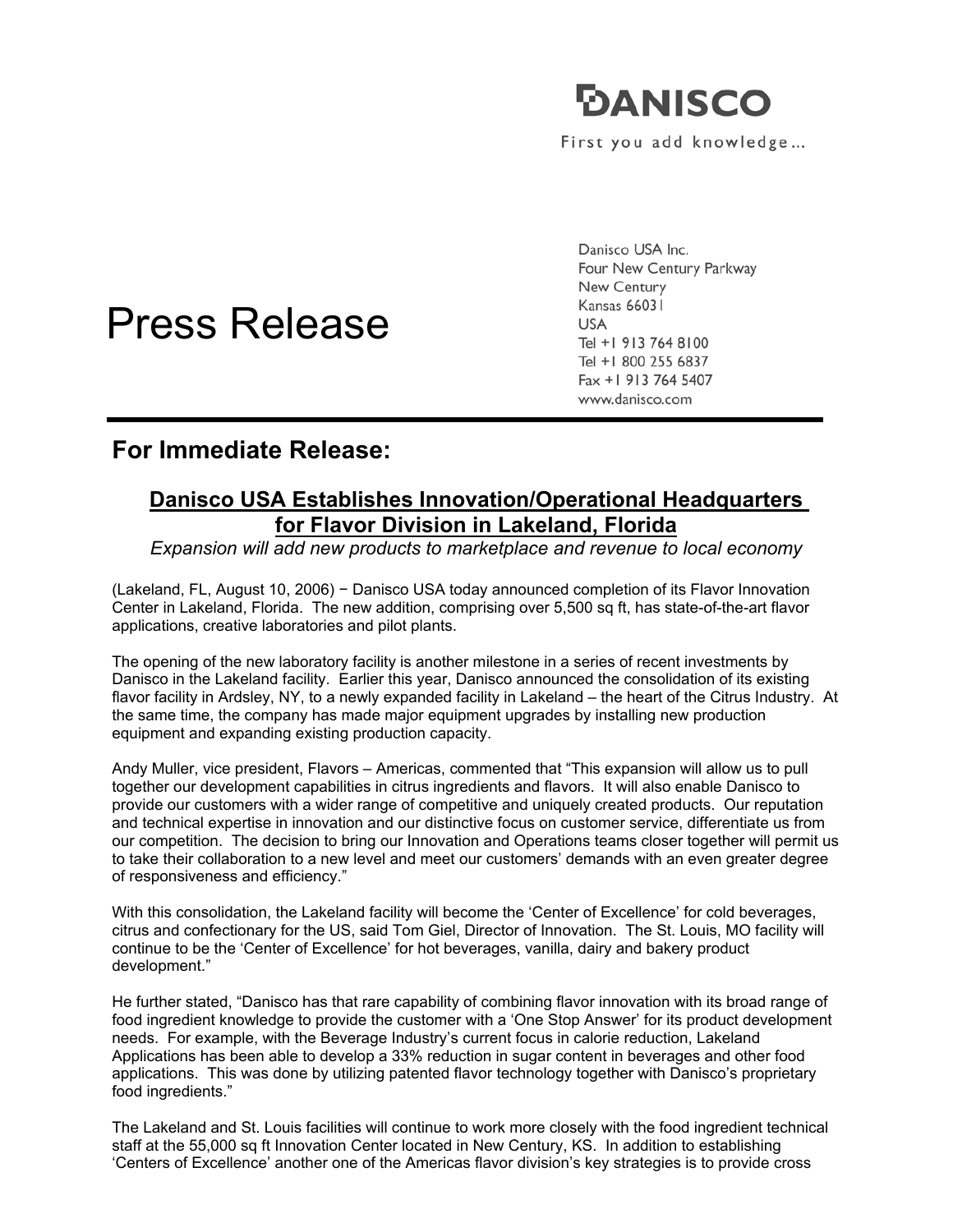**DANISCO**

First you add knowledge...

Danisco USA Inc.
Four New Century Parkway
New Century
Kansas 66031
USA
Tel +1 913 764 8100
Tel +1 800 255 6837
Fax +1 913 764 5407
www.danisco.com

# Press Release

## For Immediate Release:

### Danisco USA Establishes Innovation/Operational Headquarters for Flavor Division in Lakeland, Florida

*Expansion will add new products to marketplace and revenue to local economy*

(Lakeland, FL, August 10, 2006) − Danisco USA today announced completion of its Flavor Innovation Center in Lakeland, Florida. The new addition, comprising over 5,500 sq ft, has state-of-the-art flavor applications, creative laboratories and pilot plants.

The opening of the new laboratory facility is another milestone in a series of recent investments by Danisco in the Lakeland facility. Earlier this year, Danisco announced the consolidation of its existing flavor facility in Ardsley, NY, to a newly expanded facility in Lakeland – the heart of the Citrus Industry. At the same time, the company has made major equipment upgrades by installing new production equipment and expanding existing production capacity.

Andy Muller, vice president, Flavors – Americas, commented that "This expansion will allow us to pull together our development capabilities in citrus ingredients and flavors. It will also enable Danisco to provide our customers with a wider range of competitive and uniquely created products. Our reputation and technical expertise in innovation and our distinctive focus on customer service, differentiate us from our competition. The decision to bring our Innovation and Operations teams closer together will permit us to take their collaboration to a new level and meet our customers' demands with an even greater degree of responsiveness and efficiency."

With this consolidation, the Lakeland facility will become the 'Center of Excellence' for cold beverages, citrus and confectionary for the US, said Tom Giel, Director of Innovation. The St. Louis, MO facility will continue to be the 'Center of Excellence' for hot beverages, vanilla, dairy and bakery product development."

He further stated, "Danisco has that rare capability of combining flavor innovation with its broad range of food ingredient knowledge to provide the customer with a 'One Stop Answer' for its product development needs. For example, with the Beverage Industry's current focus in calorie reduction, Lakeland Applications has been able to develop a 33% reduction in sugar content in beverages and other food applications. This was done by utilizing patented flavor technology together with Danisco's proprietary food ingredients."

The Lakeland and St. Louis facilities will continue to work more closely with the food ingredient technical staff at the 55,000 sq ft Innovation Center located in New Century, KS. In addition to establishing 'Centers of Excellence' another one of the Americas flavor division's key strategies is to provide cross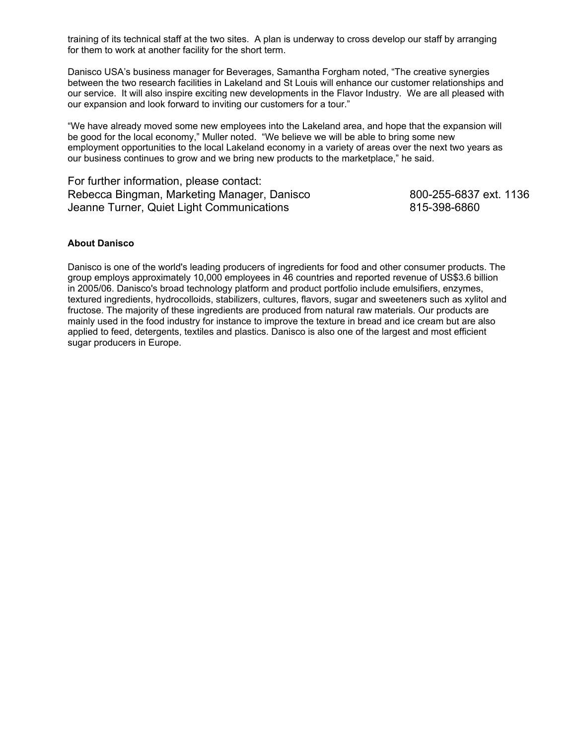training of its technical staff at the two sites. A plan is underway to cross develop our staff by arranging for them to work at another facility for the short term.

Danisco USA's business manager for Beverages, Samantha Forgham noted, "The creative synergies between the two research facilities in Lakeland and St Louis will enhance our customer relationships and our service. It will also inspire exciting new developments in the Flavor Industry. We are all pleased with our expansion and look forward to inviting our customers for a tour."

"We have already moved some new employees into the Lakeland area, and hope that the expansion will be good for the local economy," Muller noted. "We believe we will be able to bring some new employment opportunities to the local Lakeland economy in a variety of areas over the next two years as our business continues to grow and we bring new products to the marketplace," he said.

For further information, please contact:

| | |
|---|---|
| Rebecca Bingman, Marketing Manager, Danisco | 800-255-6837 ext. 1136 |
| Jeanne Turner, Quiet Light Communications | 815-398-6860 |

**About Danisco**

Danisco is one of the world's leading producers of ingredients for food and other consumer products. The group employs approximately 10,000 employees in 46 countries and reported revenue of US$3.6 billion in 2005/06. Danisco's broad technology platform and product portfolio include emulsifiers, enzymes, textured ingredients, hydrocolloids, stabilizers, cultures, flavors, sugar and sweeteners such as xylitol and fructose. The majority of these ingredients are produced from natural raw materials. Our products are mainly used in the food industry for instance to improve the texture in bread and ice cream but are also applied to feed, detergents, textiles and plastics. Danisco is also one of the largest and most efficient sugar producers in Europe.